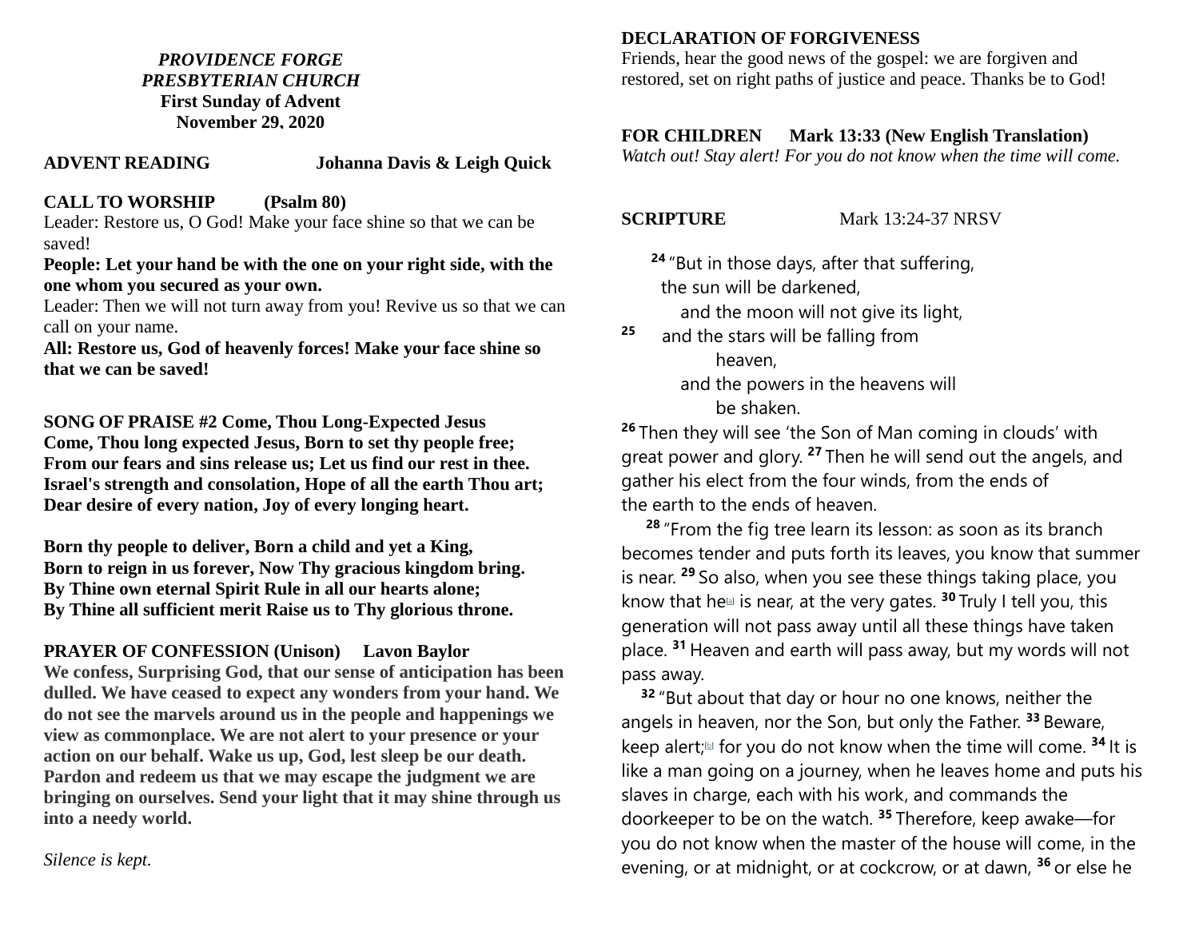***PROVIDENCE FORGE***
***PRESBYTERIAN CHURCH***
**First Sunday of Advent**
**November 29, 2020**

**ADVENT READING** **Johanna Davis & Leigh Quick**

**CALL TO WORSHIP (Psalm 80)**

Leader: Restore us, O God! Make your face shine so that we can be saved!

**People: Let your hand be with the one on your right side, with the one whom you secured as your own.**

Leader: Then we will not turn away from you! Revive us so that we can call on your name.

**All: Restore us, God of heavenly forces! Make your face shine so that we can be saved!**

**SONG OF PRAISE #2 Come, Thou Long-Expected Jesus**

**Come, Thou long expected Jesus, Born to set thy people free;**
**From our fears and sins release us; Let us find our rest in thee.**
**Israel's strength and consolation, Hope of all the earth Thou art;**
**Dear desire of every nation, Joy of every longing heart.**

**Born thy people to deliver, Born a child and yet a King,**
**Born to reign in us forever, Now Thy gracious kingdom bring.**
**By Thine own eternal Spirit Rule in all our hearts alone;**
**By Thine all sufficient merit Raise us to Thy glorious throne.**

**PRAYER OF CONFESSION (Unison) Lavon Baylor**

**We confess, Surprising God, that our sense of anticipation has been dulled. We have ceased to expect any wonders from your hand. We do not see the marvels around us in the people and happenings we view as commonplace. We are not alert to your presence or your action on our behalf. Wake us up, God, lest sleep be our death. Pardon and redeem us that we may escape the judgment we are bringing on ourselves. Send your light that it may shine through us into a needy world.**

*Silence is kept.*

**DECLARATION OF FORGIVENESS**

Friends, hear the good news of the gospel: we are forgiven and restored, set on right paths of justice and peace. Thanks be to God!

**FOR CHILDREN Mark 13:33 (New English Translation)**

*Watch out! Stay alert! For you do not know when the time will come.*

**SCRIPTURE** Mark 13:24-37 NRSV

**24** "But in those days, after that suffering,
the sun will be darkened,
and the moon will not give its light,
**25** and the stars will be falling from heaven,
and the powers in the heavens will be shaken.

**26** Then they will see 'the Son of Man coming in clouds' with great power and glory. **27** Then he will send out the angels, and gather his elect from the four winds, from the ends of the earth to the ends of heaven.

**28** "From the fig tree learn its lesson: as soon as its branch becomes tender and puts forth its leaves, you know that summer is near. **29** So also, when you see these things taking place, you know that he[a] is near, at the very gates. **30** Truly I tell you, this generation will not pass away until all these things have taken place. **31** Heaven and earth will pass away, but my words will not pass away.

**32** "But about that day or hour no one knows, neither the angels in heaven, nor the Son, but only the Father. **33** Beware, keep alert;[b] for you do not know when the time will come. **34** It is like a man going on a journey, when he leaves home and puts his slaves in charge, each with his work, and commands the doorkeeper to be on the watch. **35** Therefore, keep awake—for you do not know when the master of the house will come, in the evening, or at midnight, or at cockcrow, or at dawn, **36** or else he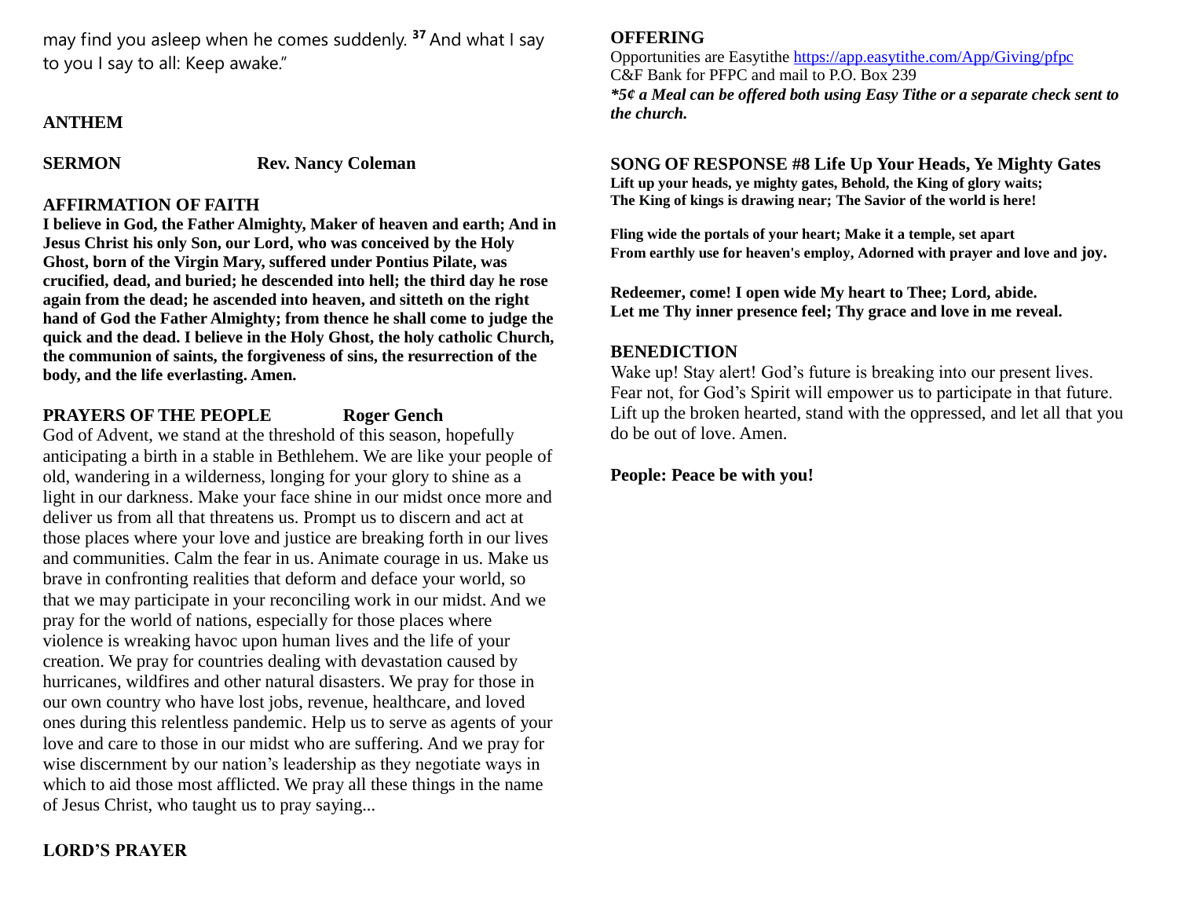may find you asleep when he comes suddenly. [37] And what I say to you I say to all: Keep awake."

**ANTHEM**

**SERMON** **Rev. Nancy Coleman**

**AFFIRMATION OF FAITH**

**I believe in God, the Father Almighty, Maker of heaven and earth; And in Jesus Christ his only Son, our Lord, who was conceived by the Holy Ghost, born of the Virgin Mary, suffered under Pontius Pilate, was crucified, dead, and buried; he descended into hell; the third day he rose again from the dead; he ascended into heaven, and sitteth on the right hand of God the Father Almighty; from thence he shall come to judge the quick and the dead. I believe in the Holy Ghost, the holy catholic Church, the communion of saints, the forgiveness of sins, the resurrection of the body, and the life everlasting. Amen.**

**PRAYERS OF THE PEOPLE** **Roger Gench**

God of Advent, we stand at the threshold of this season, hopefully anticipating a birth in a stable in Bethlehem. We are like your people of old, wandering in a wilderness, longing for your glory to shine as a light in our darkness. Make your face shine in our midst once more and deliver us from all that threatens us. Prompt us to discern and act at those places where your love and justice are breaking forth in our lives and communities. Calm the fear in us. Animate courage in us. Make us brave in confronting realities that deform and deface your world, so that we may participate in your reconciling work in our midst. And we pray for the world of nations, especially for those places where violence is wreaking havoc upon human lives and the life of your creation. We pray for countries dealing with devastation caused by hurricanes, wildfires and other natural disasters. We pray for those in our own country who have lost jobs, revenue, healthcare, and loved ones during this relentless pandemic. Help us to serve as agents of your love and care to those in our midst who are suffering. And we pray for wise discernment by our nation's leadership as they negotiate ways in which to aid those most afflicted. We pray all these things in the name of Jesus Christ, who taught us to pray saying...

**LORD'S PRAYER**

**OFFERING**

Opportunities are Easytithe https://app.easytithe.com/App/Giving/pfpc
C&F Bank for PFPC and mail to P.O. Box 239
***5¢ a Meal can be offered both using Easy Tithe or a separate check sent to the church.***

**SONG OF RESPONSE #8 Life Up Your Heads, Ye Mighty Gates**

**Lift up your heads, ye mighty gates, Behold, the King of glory waits;**
**The King of kings is drawing near; The Savior of the world is here!**

**Fling wide the portals of your heart; Make it a temple, set apart**
**From earthly use for heaven's employ, Adorned with prayer and love and joy.**

**Redeemer, come! I open wide My heart to Thee; Lord, abide.**
**Let me Thy inner presence feel; Thy grace and love in me reveal.**

**BENEDICTION**

Wake up! Stay alert! God's future is breaking into our present lives. Fear not, for God's Spirit will empower us to participate in that future. Lift up the broken hearted, stand with the oppressed, and let all that you do be out of love. Amen.

**People: Peace be with you!**